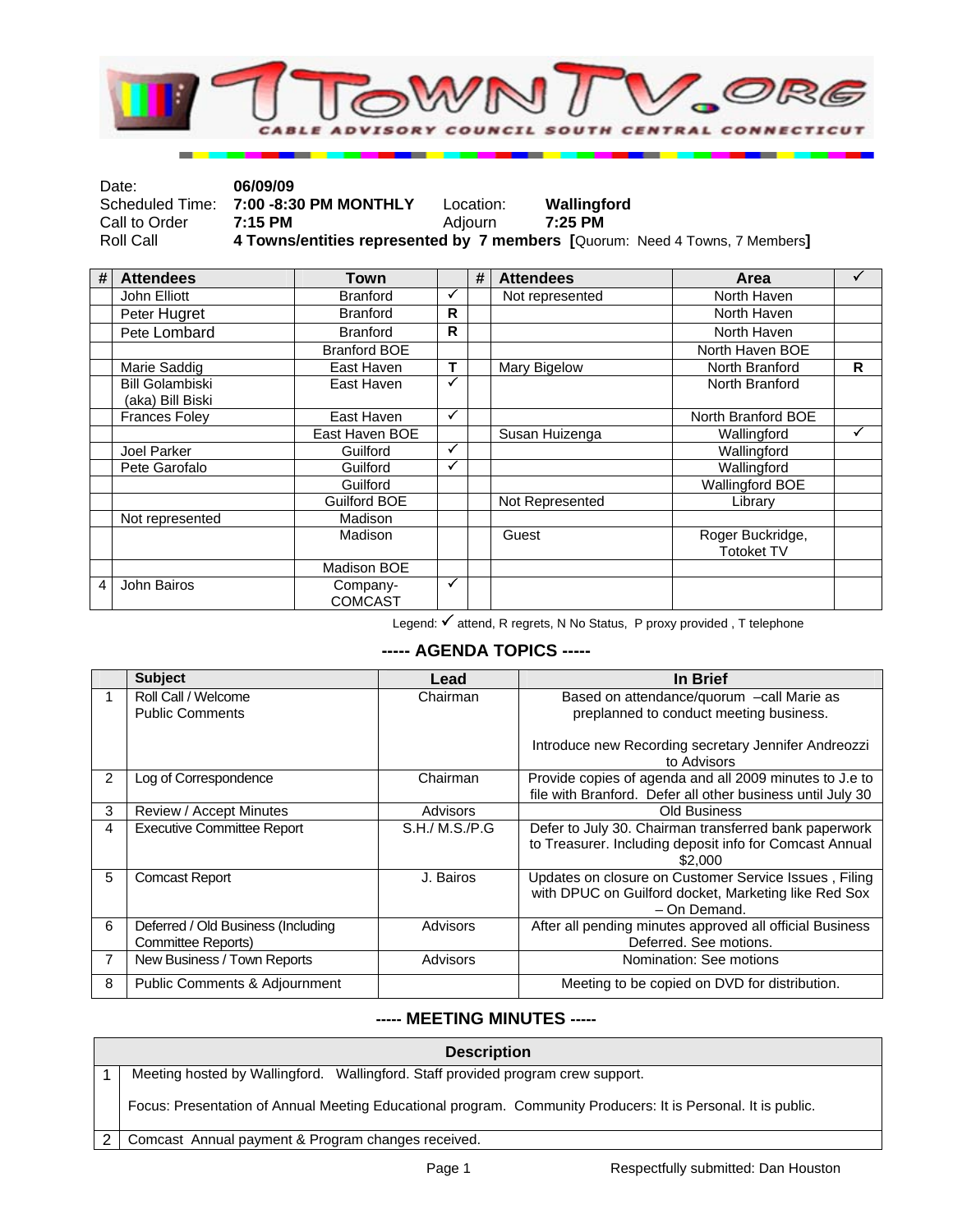# 1TOWNTV.ORG

CABLE ADVISORY COUNCIL SOUTH CENTRAL CONNECTICUT

| | | | |
|---|---|---|---|
| Date: | **06/09/09** | | |
| Scheduled Time: | **7:00 -8:30 PM MONTHLY** | Location: | **Wallingford** |
| Call to Order | **7:15 PM** | Adjourn | **7:25 PM** |
| Roll Call | **4 Towns/entities represented by 7 members [**Quorum: Need 4 Towns, 7 Members**]** | | |

| # | Attendees | Town | | # | Attendees | Area | ✓ |
|---|---|---|---|---|---|---|---|
| | John Elliott | Branford | ✓ | | Not represented | North Haven | |
| | Peter Hugret | Branford | R | | | North Haven | |
| | Pete Lombard | Branford | R | | | North Haven | |
| | | Branford BOE | | | | North Haven BOE | |
| | Marie Saddig | East Haven | T | | Mary Bigelow | North Branford | R |
| | Bill Golambiski (aka) Bill Biski | East Haven | ✓ | | | North Branford | |
| | Frances Foley | East Haven | ✓ | | | North Branford BOE | |
| | | East Haven BOE | | | Susan Huizenga | Wallingford | ✓ |
| | Joel Parker | Guilford | ✓ | | | Wallingford | |
| | Pete Garofalo | Guilford | ✓ | | | Wallingford | |
| | | Guilford | | | | Wallingford BOE | |
| | | Guilford BOE | | | Not Represented | Library | |
| | Not represented | Madison | | | | | |
| | | Madison | | | Guest | Roger Buckridge, Totoket TV | |
| | | Madison BOE | | | | | |
| 4 | John Bairos | Company- COMCAST | ✓ | | | | |

Legend: ✓ attend, R regrets, N No Status, P proxy provided , T telephone

## ----- AGENDA TOPICS -----

| | Subject | Lead | In Brief |
|---|---|---|---|
| 1 | Roll Call / Welcome<br>Public Comments | Chairman | Based on attendance/quorum –call Marie as preplanned to conduct meeting business.<br><br>Introduce new Recording secretary Jennifer Andreozzi to Advisors |
| 2 | Log of Correspondence | Chairman | Provide copies of agenda and all 2009 minutes to J.e to file with Branford. Defer all other business until July 30 |
| 3 | Review / Accept Minutes | Advisors | Old Business |
| 4 | Executive Committee Report | S.H./ M.S./P.G | Defer to July 30. Chairman transferred bank paperwork to Treasurer. Including deposit info for Comcast Annual $2,000 |
| 5 | Comcast Report | J. Bairos | Updates on closure on Customer Service Issues , Filing with DPUC on Guilford docket, Marketing like Red Sox – On Demand. |
| 6 | Deferred / Old Business (Including Committee Reports) | Advisors | After all pending minutes approved all official Business Deferred. See motions. |
| 7 | New Business / Town Reports | Advisors | Nomination: See motions |
| 8 | Public Comments & Adjournment | | Meeting to be copied on DVD for distribution. |

## ----- MEETING MINUTES -----

| | Description |
|---|---|
| 1 | Meeting hosted by Wallingford. Wallingford. Staff provided program crew support.<br><br>Focus: Presentation of Annual Meeting Educational program. Community Producers: It is Personal. It is public. |
| 2 | Comcast Annual payment & Program changes received. |

Respectfully submitted: Dan Houston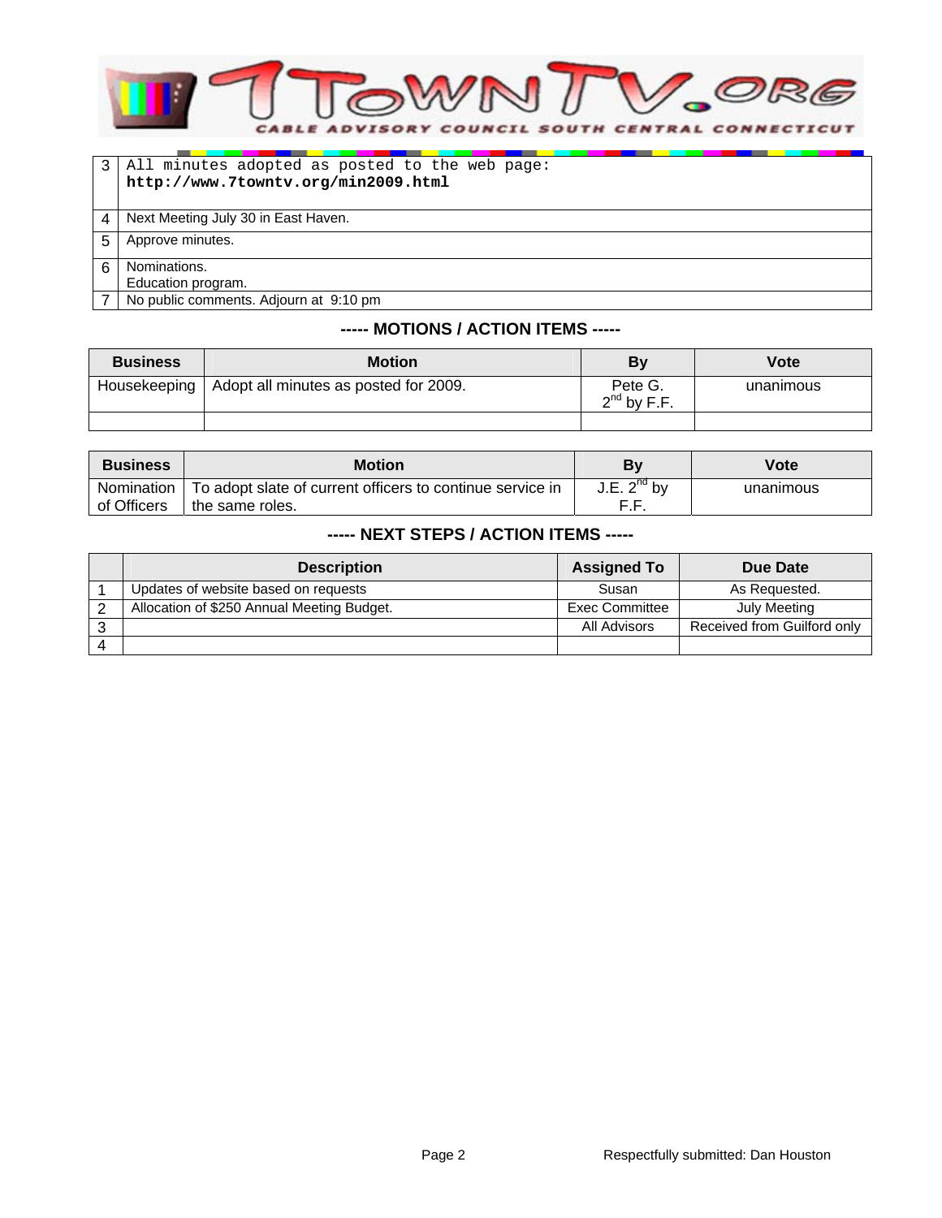**7TOWNTV.ORG**

**CABLE ADVISORY COUNCIL SOUTH CENTRAL CONNECTICUT**

| | |
|---|---|
| 3 | All minutes adopted as posted to the web page: **http://www.7towntv.org/min2009.html** |
| 4 | Next Meeting July 30 in East Haven. |
| 5 | Approve minutes. |
| 6 | Nominations.<br>Education program. |
| 7 | No public comments. Adjourn at 9:10 pm |

### ----- MOTIONS / ACTION ITEMS -----

| Business | Motion | By | Vote |
|---|---|---|---|
| Housekeeping | Adopt all minutes as posted for 2009. | Pete G. 2nd by F.F. | unanimous |
| | | | |

| Business | Motion | By | Vote |
|---|---|---|---|
| Nomination of Officers | To adopt slate of current officers to continue service in the same roles. | J.E. 2nd by F.F. | unanimous |

### ----- NEXT STEPS / ACTION ITEMS -----

| | Description | Assigned To | Due Date |
|---|---|---|---|
| 1 | Updates of website based on requests | Susan | As Requested. |
| 2 | Allocation of $250 Annual Meeting Budget. | Exec Committee | July Meeting |
| 3 | | All Advisors | Received from Guilford only |
| 4 | | | |

Respectfully submitted: Dan Houston